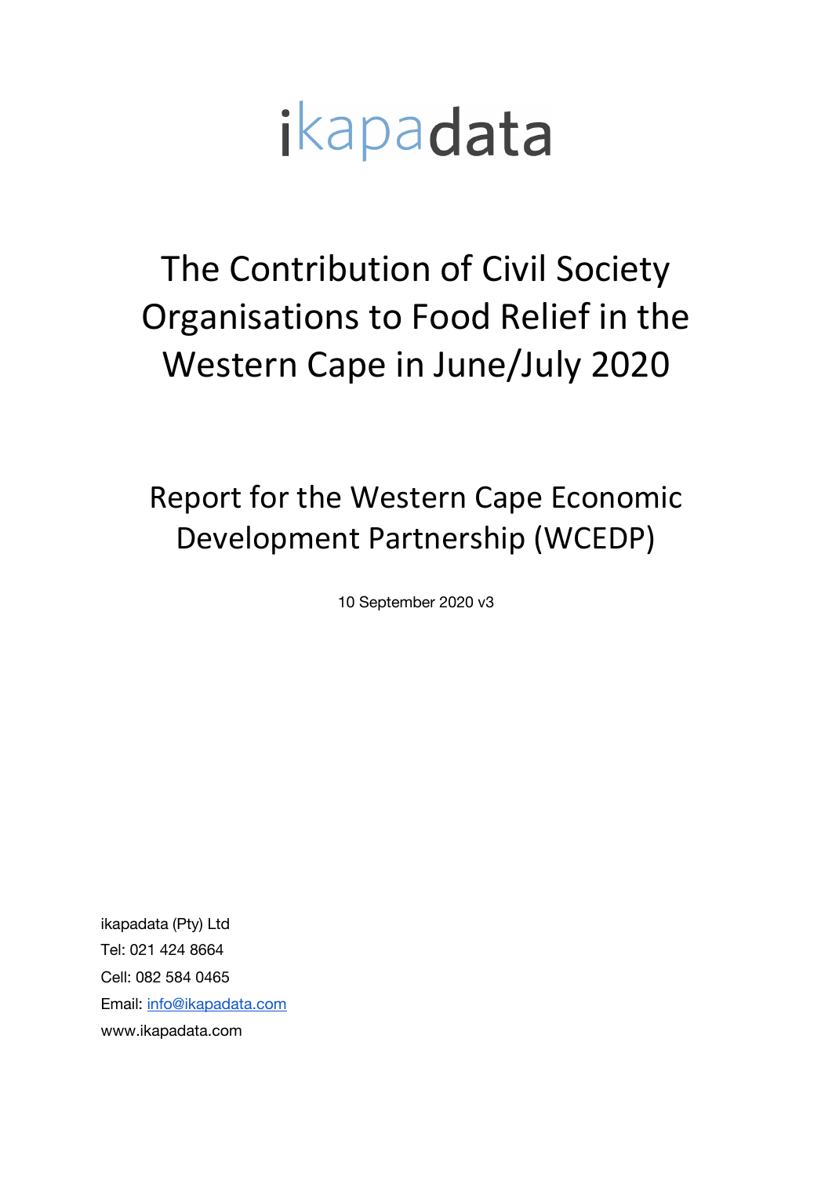ikapadata

# The Contribution of Civil Society Organisations to Food Relief in the Western Cape in June/July 2020

## Report for the Western Cape Economic Development Partnership (WCEDP)

10 September 2020 v3

ikapadata (Pty) Ltd
Tel: 021 424 8664
Cell: 082 584 0465
Email: info@ikapadata.com
www.ikapadata.com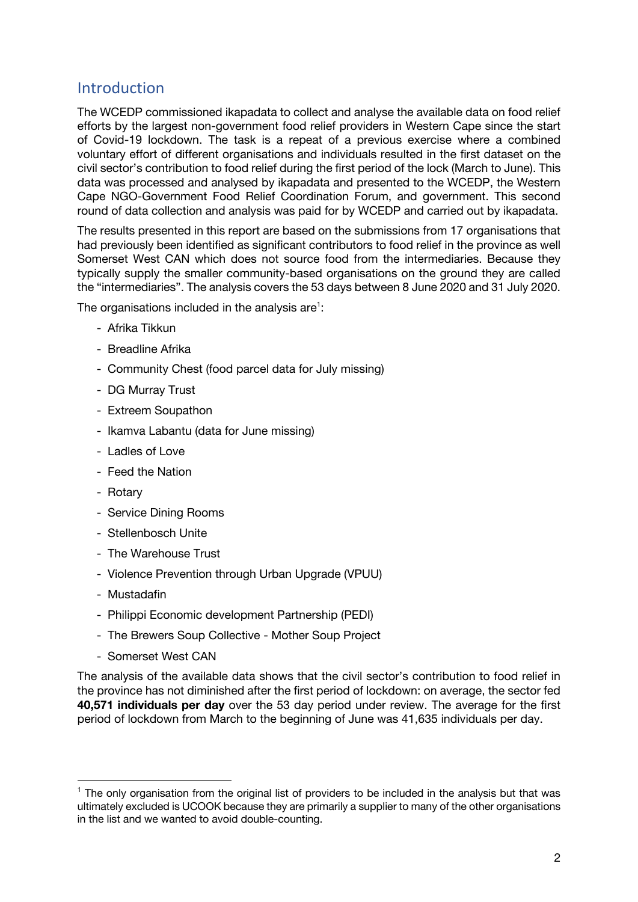## Introduction

The WCEDP commissioned ikapadata to collect and analyse the available data on food relief efforts by the largest non-government food relief providers in Western Cape since the start of Covid-19 lockdown. The task is a repeat of a previous exercise where a combined voluntary effort of different organisations and individuals resulted in the first dataset on the civil sector's contribution to food relief during the first period of the lock (March to June). This data was processed and analysed by ikapadata and presented to the WCEDP, the Western Cape NGO-Government Food Relief Coordination Forum, and government. This second round of data collection and analysis was paid for by WCEDP and carried out by ikapadata.

The results presented in this report are based on the submissions from 17 organisations that had previously been identified as significant contributors to food relief in the province as well Somerset West CAN which does not source food from the intermediaries. Because they typically supply the smaller community-based organisations on the ground they are called the "intermediaries". The analysis covers the 53 days between 8 June 2020 and 31 July 2020.

The organisations included in the analysis are[1]:

- Afrika Tikkun
- Breadline Afrika
- Community Chest (food parcel data for July missing)
- DG Murray Trust
- Extreem Soupathon
- Ikamva Labantu (data for June missing)
- Ladles of Love
- Feed the Nation
- Rotary
- Service Dining Rooms
- Stellenbosch Unite
- The Warehouse Trust
- Violence Prevention through Urban Upgrade (VPUU)
- Mustadafin
- Philippi Economic development Partnership (PEDI)
- The Brewers Soup Collective - Mother Soup Project
- Somerset West CAN

The analysis of the available data shows that the civil sector's contribution to food relief in the province has not diminished after the first period of lockdown: on average, the sector fed **40,571 individuals per day** over the 53 day period under review. The average for the first period of lockdown from March to the beginning of June was 41,635 individuals per day.

[1] The only organisation from the original list of providers to be included in the analysis but that was ultimately excluded is UCOOK because they are primarily a supplier to many of the other organisations in the list and we wanted to avoid double-counting.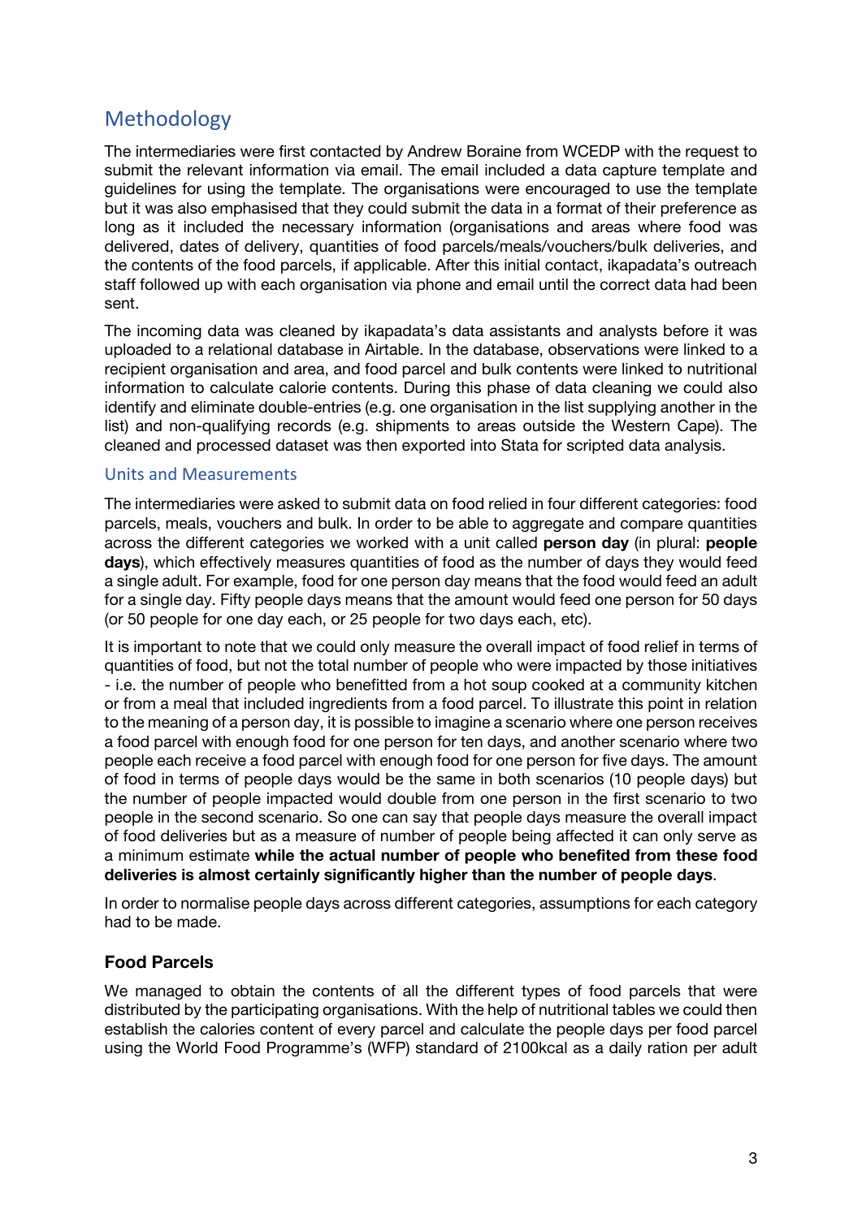## Methodology

The intermediaries were first contacted by Andrew Boraine from WCEDP with the request to submit the relevant information via email. The email included a data capture template and guidelines for using the template. The organisations were encouraged to use the template but it was also emphasised that they could submit the data in a format of their preference as long as it included the necessary information (organisations and areas where food was delivered, dates of delivery, quantities of food parcels/meals/vouchers/bulk deliveries, and the contents of the food parcels, if applicable. After this initial contact, ikapadata's outreach staff followed up with each organisation via phone and email until the correct data had been sent.

The incoming data was cleaned by ikapadata's data assistants and analysts before it was uploaded to a relational database in Airtable. In the database, observations were linked to a recipient organisation and area, and food parcel and bulk contents were linked to nutritional information to calculate calorie contents. During this phase of data cleaning we could also identify and eliminate double-entries (e.g. one organisation in the list supplying another in the list) and non-qualifying records (e.g. shipments to areas outside the Western Cape). The cleaned and processed dataset was then exported into Stata for scripted data analysis.

### Units and Measurements

The intermediaries were asked to submit data on food relied in four different categories: food parcels, meals, vouchers and bulk. In order to be able to aggregate and compare quantities across the different categories we worked with a unit called **person day** (in plural: **people days**), which effectively measures quantities of food as the number of days they would feed a single adult. For example, food for one person day means that the food would feed an adult for a single day. Fifty people days means that the amount would feed one person for 50 days (or 50 people for one day each, or 25 people for two days each, etc).

It is important to note that we could only measure the overall impact of food relief in terms of quantities of food, but not the total number of people who were impacted by those initiatives - i.e. the number of people who benefitted from a hot soup cooked at a community kitchen or from a meal that included ingredients from a food parcel. To illustrate this point in relation to the meaning of a person day, it is possible to imagine a scenario where one person receives a food parcel with enough food for one person for ten days, and another scenario where two people each receive a food parcel with enough food for one person for five days. The amount of food in terms of people days would be the same in both scenarios (10 people days) but the number of people impacted would double from one person in the first scenario to two people in the second scenario. So one can say that people days measure the overall impact of food deliveries but as a measure of number of people being affected it can only serve as a minimum estimate **while the actual number of people who benefited from these food deliveries is almost certainly significantly higher than the number of people days**.

In order to normalise people days across different categories, assumptions for each category had to be made.

#### Food Parcels

We managed to obtain the contents of all the different types of food parcels that were distributed by the participating organisations. With the help of nutritional tables we could then establish the calories content of every parcel and calculate the people days per food parcel using the World Food Programme's (WFP) standard of 2100kcal as a daily ration per adult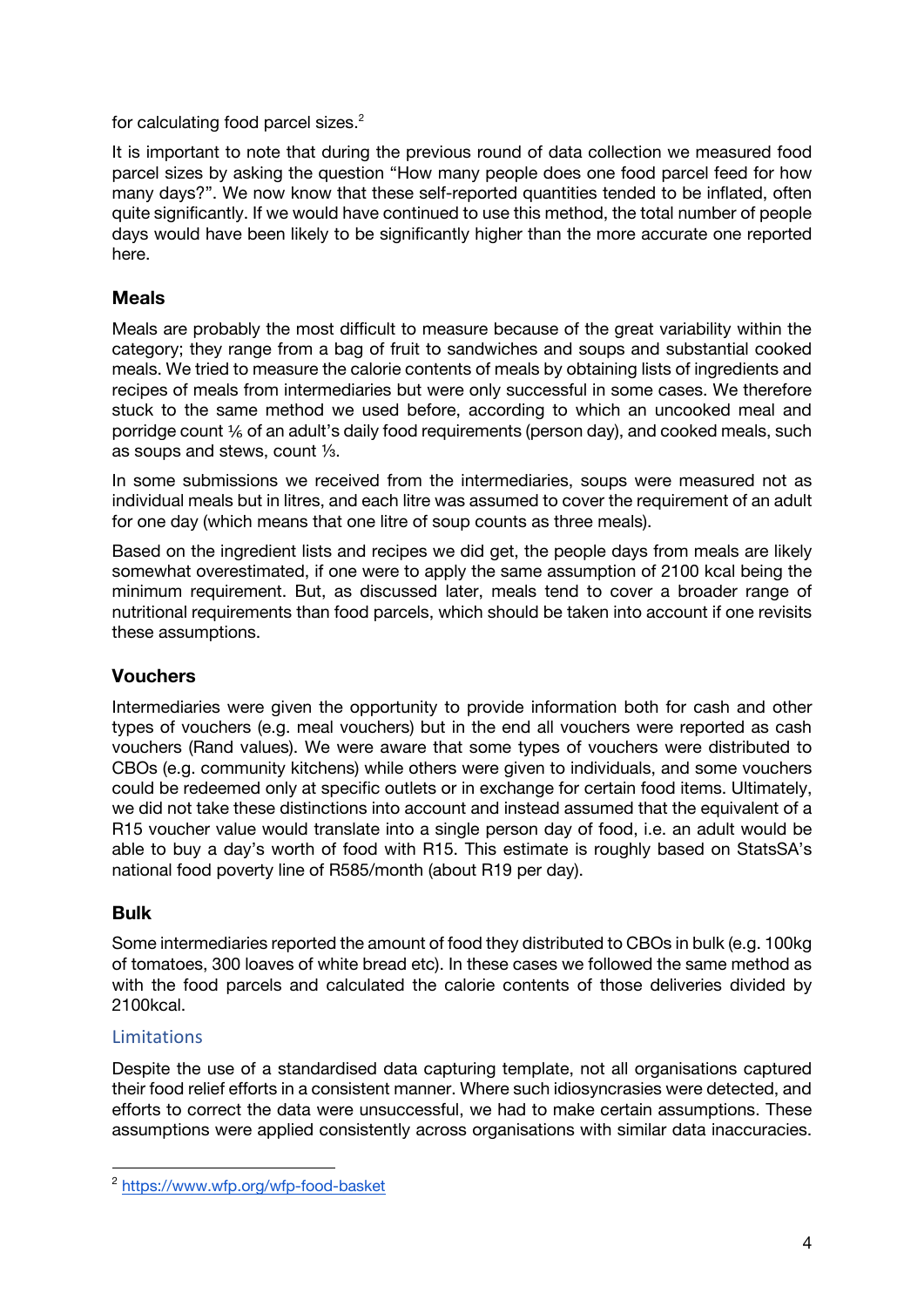for calculating food parcel sizes.[2]

It is important to note that during the previous round of data collection we measured food parcel sizes by asking the question "How many people does one food parcel feed for how many days?". We now know that these self-reported quantities tended to be inflated, often quite significantly. If we would have continued to use this method, the total number of people days would have been likely to be significantly higher than the more accurate one reported here.

### Meals

Meals are probably the most difficult to measure because of the great variability within the category; they range from a bag of fruit to sandwiches and soups and substantial cooked meals. We tried to measure the calorie contents of meals by obtaining lists of ingredients and recipes of meals from intermediaries but were only successful in some cases. We therefore stuck to the same method we used before, according to which an uncooked meal and porridge count ⅙ of an adult's daily food requirements (person day), and cooked meals, such as soups and stews, count ⅓.

In some submissions we received from the intermediaries, soups were measured not as individual meals but in litres, and each litre was assumed to cover the requirement of an adult for one day (which means that one litre of soup counts as three meals).

Based on the ingredient lists and recipes we did get, the people days from meals are likely somewhat overestimated, if one were to apply the same assumption of 2100 kcal being the minimum requirement. But, as discussed later, meals tend to cover a broader range of nutritional requirements than food parcels, which should be taken into account if one revisits these assumptions.

### Vouchers

Intermediaries were given the opportunity to provide information both for cash and other types of vouchers (e.g. meal vouchers) but in the end all vouchers were reported as cash vouchers (Rand values). We were aware that some types of vouchers were distributed to CBOs (e.g. community kitchens) while others were given to individuals, and some vouchers could be redeemed only at specific outlets or in exchange for certain food items. Ultimately, we did not take these distinctions into account and instead assumed that the equivalent of a R15 voucher value would translate into a single person day of food, i.e. an adult would be able to buy a day's worth of food with R15. This estimate is roughly based on StatsSA's national food poverty line of R585/month (about R19 per day).

### Bulk

Some intermediaries reported the amount of food they distributed to CBOs in bulk (e.g. 100kg of tomatoes, 300 loaves of white bread etc). In these cases we followed the same method as with the food parcels and calculated the calorie contents of those deliveries divided by 2100kcal.

## Limitations

Despite the use of a standardised data capturing template, not all organisations captured their food relief efforts in a consistent manner. Where such idiosyncracies were detected, and efforts to correct the data were unsuccessful, we had to make certain assumptions. These assumptions were applied consistently across organisations with similar data inaccuracies.

[2] https://www.wfp.org/wfp-food-basket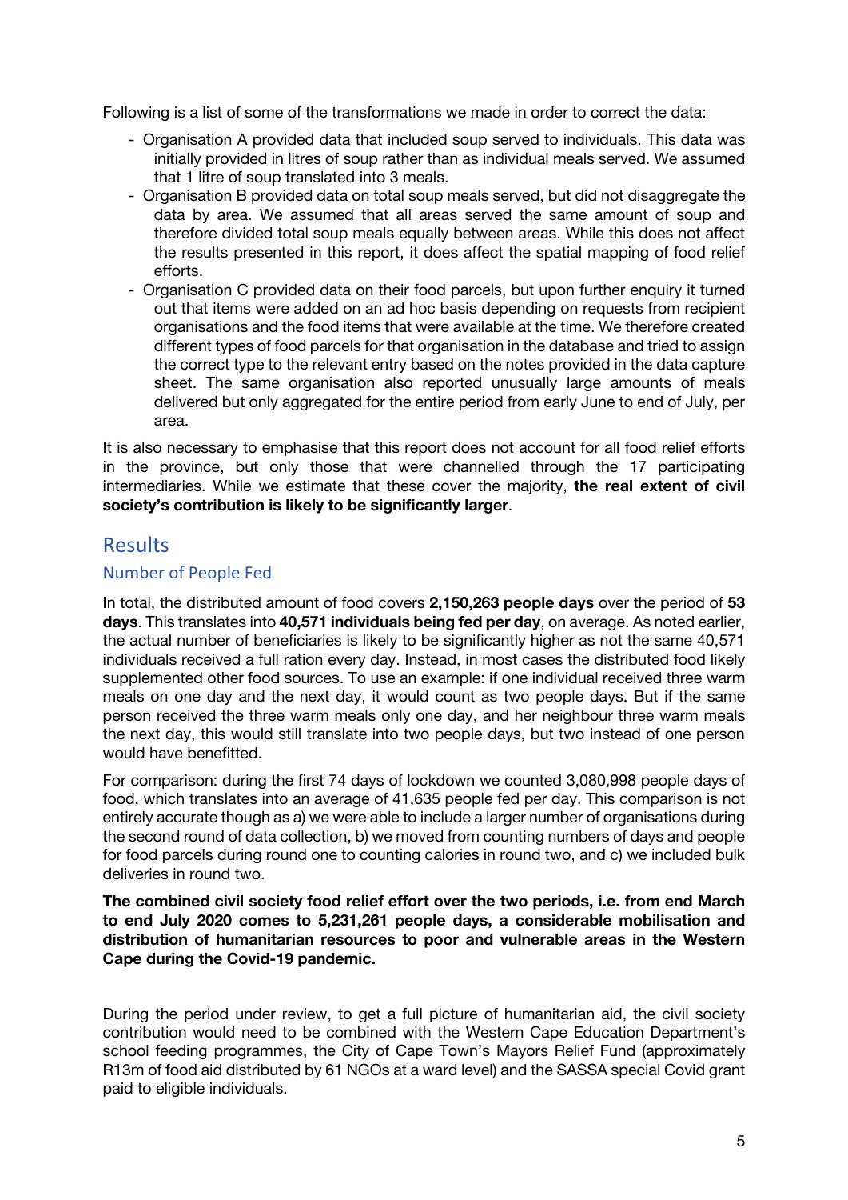Following is a list of some of the transformations we made in order to correct the data:

- Organisation A provided data that included soup served to individuals. This data was initially provided in litres of soup rather than as individual meals served. We assumed that 1 litre of soup translated into 3 meals.
- Organisation B provided data on total soup meals served, but did not disaggregate the data by area. We assumed that all areas served the same amount of soup and therefore divided total soup meals equally between areas. While this does not affect the results presented in this report, it does affect the spatial mapping of food relief efforts.
- Organisation C provided data on their food parcels, but upon further enquiry it turned out that items were added on an ad hoc basis depending on requests from recipient organisations and the food items that were available at the time. We therefore created different types of food parcels for that organisation in the database and tried to assign the correct type to the relevant entry based on the notes provided in the data capture sheet. The same organisation also reported unusually large amounts of meals delivered but only aggregated for the entire period from early June to end of July, per area.

It is also necessary to emphasise that this report does not account for all food relief efforts in the province, but only those that were channelled through the 17 participating intermediaries. While we estimate that these cover the majority, **the real extent of civil society's contribution is likely to be significantly larger**.

## Results

### Number of People Fed

In total, the distributed amount of food covers **2,150,263 people days** over the period of **53 days**. This translates into **40,571 individuals being fed per day**, on average. As noted earlier, the actual number of beneficiaries is likely to be significantly higher as not the same 40,571 individuals received a full ration every day. Instead, in most cases the distributed food likely supplemented other food sources. To use an example: if one individual received three warm meals on one day and the next day, it would count as two people days. But if the same person received the three warm meals only one day, and her neighbour three warm meals the next day, this would still translate into two people days, but two instead of one person would have benefitted.

For comparison: during the first 74 days of lockdown we counted 3,080,998 people days of food, which translates into an average of 41,635 people fed per day. This comparison is not entirely accurate though as a) we were able to include a larger number of organisations during the second round of data collection, b) we moved from counting numbers of days and people for food parcels during round one to counting calories in round two, and c) we included bulk deliveries in round two.

**The combined civil society food relief effort over the two periods, i.e. from end March to end July 2020 comes to 5,231,261 people days, a considerable mobilisation and distribution of humanitarian resources to poor and vulnerable areas in the Western Cape during the Covid-19 pandemic.**

During the period under review, to get a full picture of humanitarian aid, the civil society contribution would need to be combined with the Western Cape Education Department's school feeding programmes, the City of Cape Town's Mayors Relief Fund (approximately R13m of food aid distributed by 61 NGOs at a ward level) and the SASSA special Covid grant paid to eligible individuals.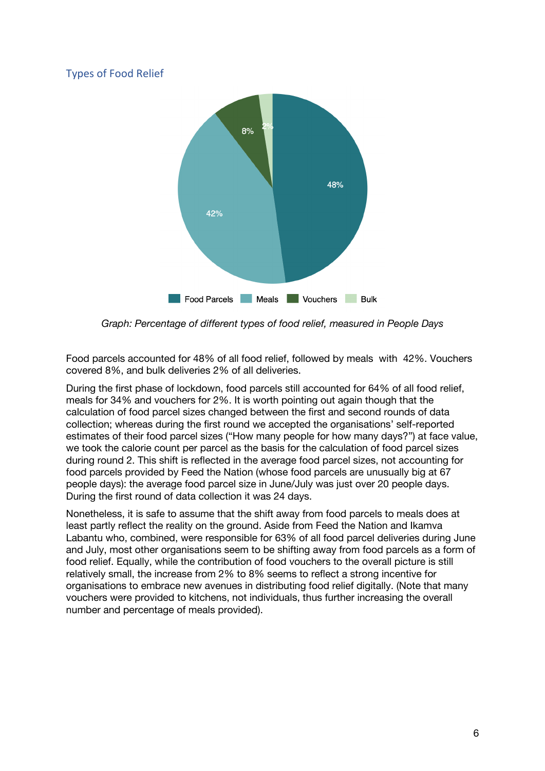## Types of Food Relief

*Graph: Percentage of different types of food relief, measured in People Days*

Food parcels accounted for 48% of all food relief, followed by meals with 42%. Vouchers covered 8%, and bulk deliveries 2% of all deliveries.

During the first phase of lockdown, food parcels still accounted for 64% of all food relief, meals for 34% and vouchers for 2%. It is worth pointing out again though that the calculation of food parcel sizes changed between the first and second rounds of data collection; whereas during the first round we accepted the organisations' self-reported estimates of their food parcel sizes ("How many people for how many days?") at face value, we took the calorie count per parcel as the basis for the calculation of food parcel sizes during round 2. This shift is reflected in the average food parcel sizes, not accounting for food parcels provided by Feed the Nation (whose food parcels are unusually big at 67 people days): the average food parcel size in June/July was just over 20 people days. During the first round of data collection it was 24 days.

Nonetheless, it is safe to assume that the shift away from food parcels to meals does at least partly reflect the reality on the ground. Aside from Feed the Nation and Ikamva Labantu who, combined, were responsible for 63% of all food parcel deliveries during June and July, most other organisations seem to be shifting away from food parcels as a form of food relief. Equally, while the contribution of food vouchers to the overall picture is still relatively small, the increase from 2% to 8% seems to reflect a strong incentive for organisations to embrace new avenues in distributing food relief digitally. (Note that many vouchers were provided to kitchens, not individuals, thus further increasing the overall number and percentage of meals provided).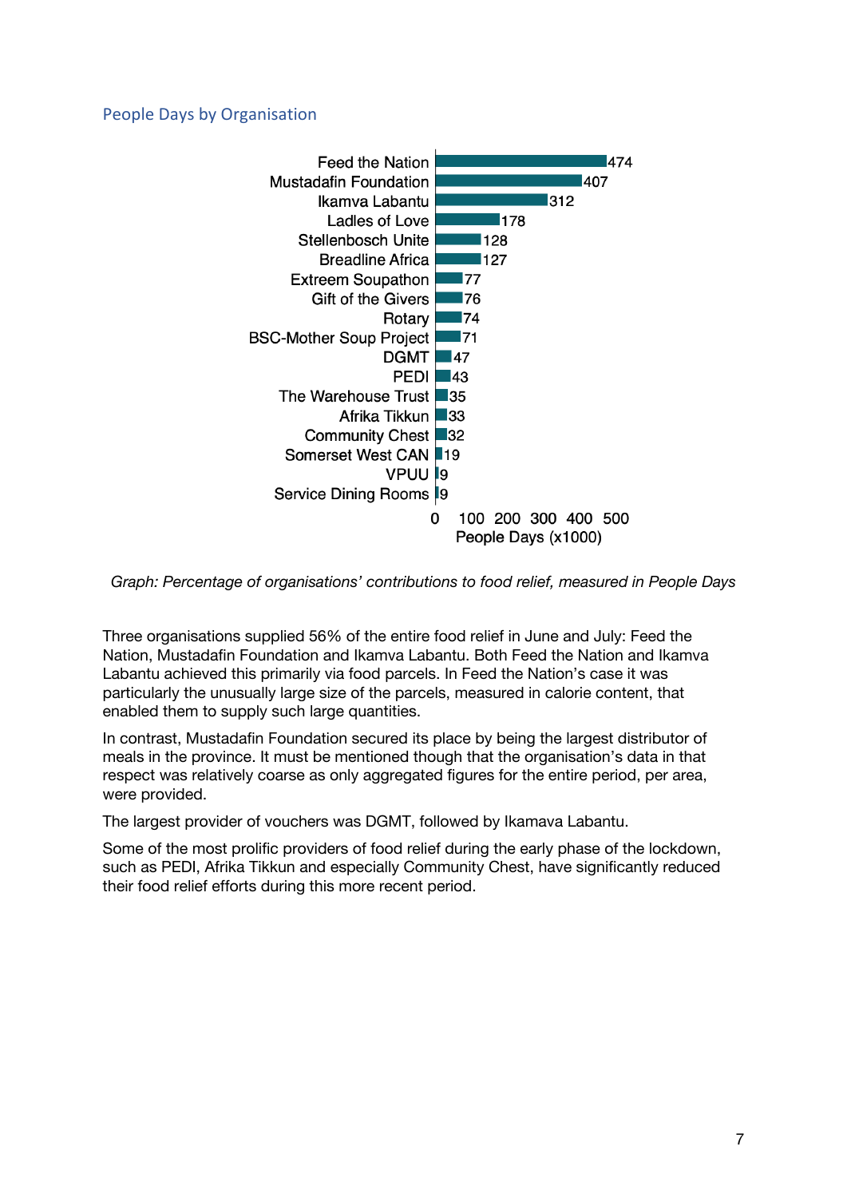### People Days by Organisation

| Organisation | People Days (x1000) |
|---|---|
| Feed the Nation | 474 |
| Mustadafin Foundation | 407 |
| Ikamva Labantu | 312 |
| Ladles of Love | 178 |
| Stellenbosch Unite | 128 |
| Breadline Africa | 127 |
| Extreem Soupathon | 77 |
| Gift of the Givers | 76 |
| Rotary | 74 |
| BSC-Mother Soup Project | 71 |
| DGMT | 47 |
| PEDI | 43 |
| The Warehouse Trust | 35 |
| Afrika Tikkun | 33 |
| Community Chest | 32 |
| Somerset West CAN | 19 |
| VPUU | 9 |
| Service Dining Rooms | 9 |

*Graph: Percentage of organisations' contributions to food relief, measured in People Days*

Three organisations supplied 56% of the entire food relief in June and July: Feed the Nation, Mustadafin Foundation and Ikamva Labantu. Both Feed the Nation and Ikamva Labantu achieved this primarily via food parcels. In Feed the Nation's case it was particularly the unusually large size of the parcels, measured in calorie content, that enabled them to supply such large quantities.

In contrast, Mustadafin Foundation secured its place by being the largest distributor of meals in the province. It must be mentioned though that the organisation's data in that respect was relatively coarse as only aggregated figures for the entire period, per area, were provided.

The largest provider of vouchers was DGMT, followed by Ikamava Labantu.

Some of the most prolific providers of food relief during the early phase of the lockdown, such as PEDI, Afrika Tikkun and especially Community Chest, have significantly reduced their food relief efforts during this more recent period.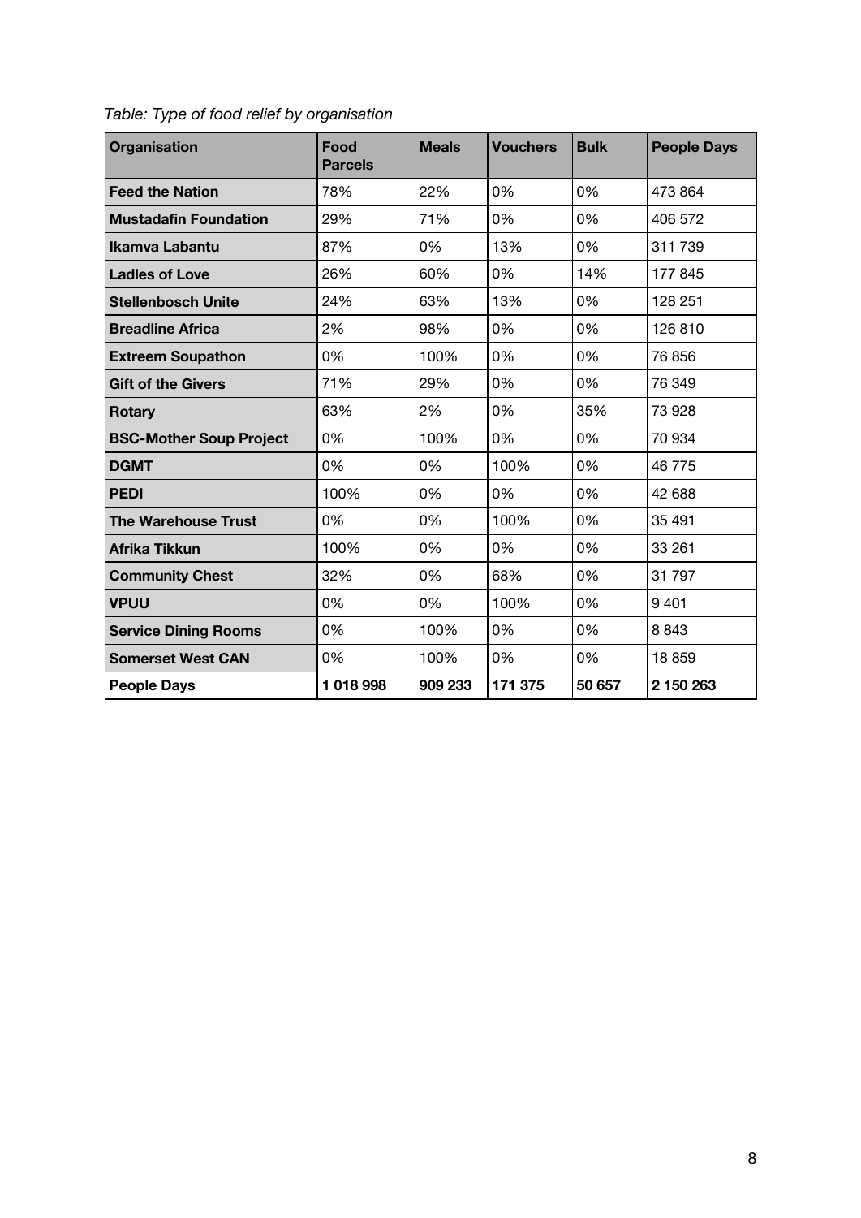*Table: Type of food relief by organisation*

| Organisation | Food Parcels | Meals | Vouchers | Bulk | People Days |
|---|---|---|---|---|---|
| **Feed the Nation** | 78% | 22% | 0% | 0% | 473 864 |
| **Mustadafin Foundation** | 29% | 71% | 0% | 0% | 406 572 |
| **Ikamva Labantu** | 87% | 0% | 13% | 0% | 311 739 |
| **Ladles of Love** | 26% | 60% | 0% | 14% | 177 845 |
| **Stellenbosch Unite** | 24% | 63% | 13% | 0% | 128 251 |
| **Breadline Africa** | 2% | 98% | 0% | 0% | 126 810 |
| **Extreem Soupathon** | 0% | 100% | 0% | 0% | 76 856 |
| **Gift of the Givers** | 71% | 29% | 0% | 0% | 76 349 |
| **Rotary** | 63% | 2% | 0% | 35% | 73 928 |
| **BSC-Mother Soup Project** | 0% | 100% | 0% | 0% | 70 934 |
| **DGMT** | 0% | 0% | 100% | 0% | 46 775 |
| **PEDI** | 100% | 0% | 0% | 0% | 42 688 |
| **The Warehouse Trust** | 0% | 0% | 100% | 0% | 35 491 |
| **Afrika Tikkun** | 100% | 0% | 0% | 0% | 33 261 |
| **Community Chest** | 32% | 0% | 68% | 0% | 31 797 |
| **VPUU** | 0% | 0% | 100% | 0% | 9 401 |
| **Service Dining Rooms** | 0% | 100% | 0% | 0% | 8 843 |
| **Somerset West CAN** | 0% | 100% | 0% | 0% | 18 859 |
| **People Days** | **1 018 998** | **909 233** | **171 375** | **50 657** | **2 150 263** |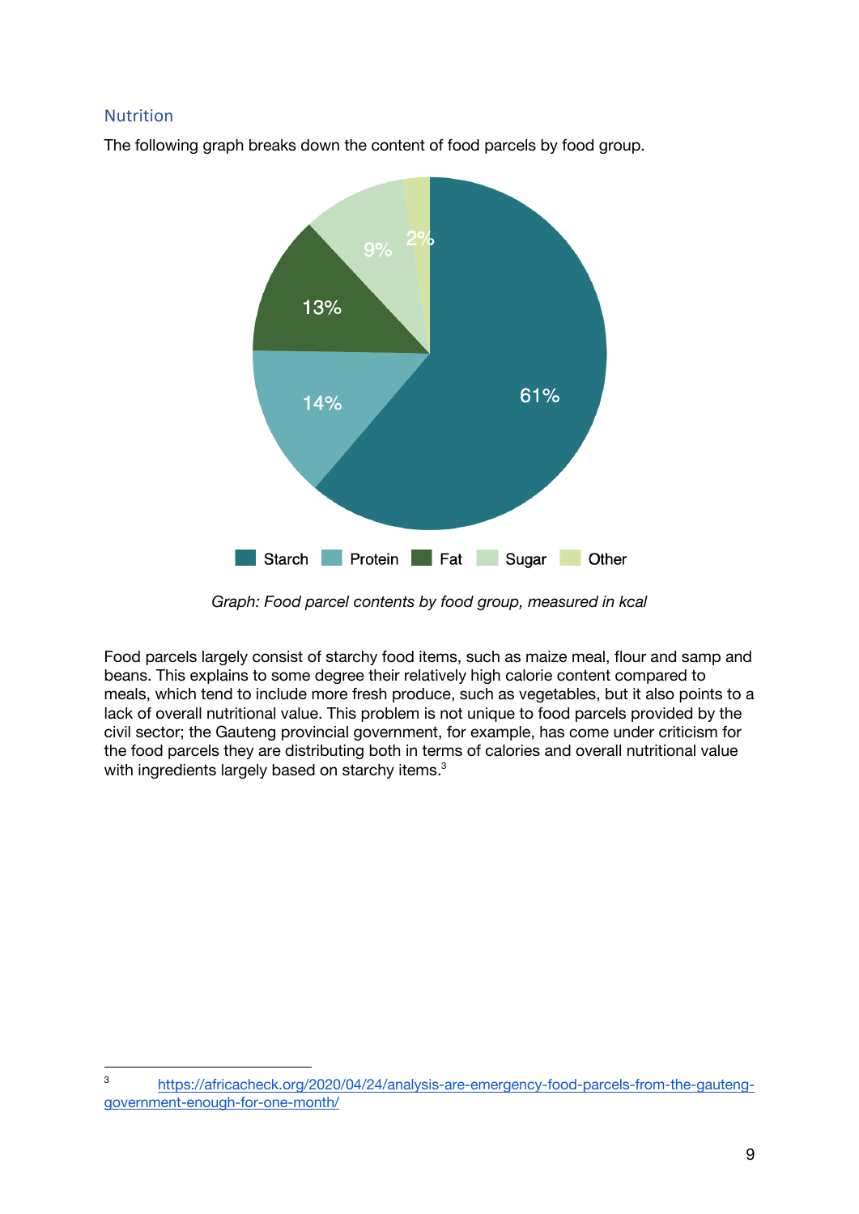## Nutrition

The following graph breaks down the content of food parcels by food group.

| Food group | Share (kcal) |
| --- | --- |
| Starch | 61% |
| Protein | 14% |
| Fat | 13% |
| Sugar | 9% |
| Other | 2% |

*Graph: Food parcel contents by food group, measured in kcal*

Food parcels largely consist of starchy food items, such as maize meal, flour and samp and beans. This explains to some degree their relatively high calorie content compared to meals, which tend to include more fresh produce, such as vegetables, but it also points to a lack of overall nutritional value. This problem is not unique to food parcels provided by the civil sector; the Gauteng provincial government, for example, has come under criticism for the food parcels they are distributing both in terms of calories and overall nutritional value with ingredients largely based on starchy items.[3]

[3] https://africacheck.org/2020/04/24/analysis-are-emergency-food-parcels-from-the-gauteng-government-enough-for-one-month/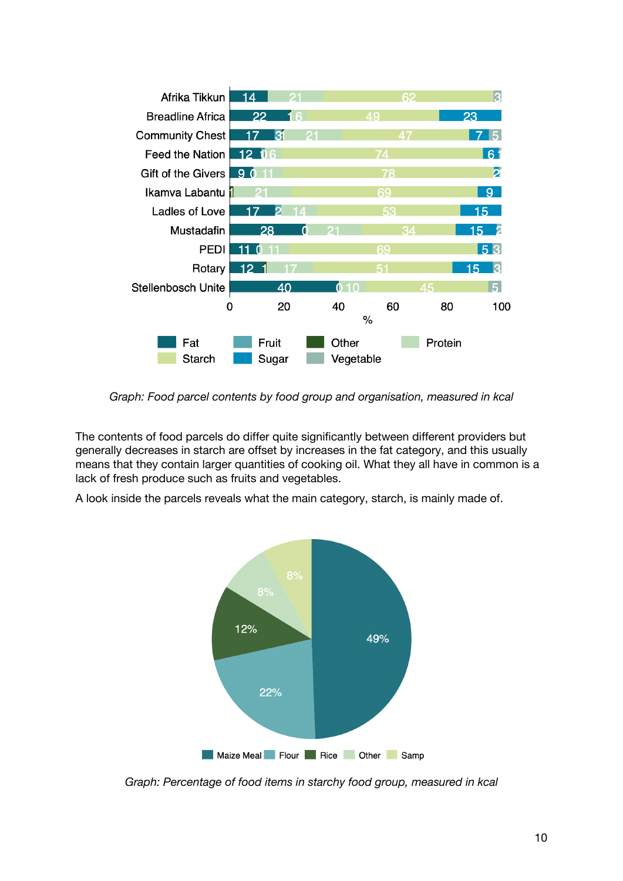Graph: Food parcel contents by food group and organisation, measured in kcal

The contents of food parcels do differ quite significantly between different providers but generally decreases in starch are offset by increases in the fat category, and this usually means that they contain larger quantities of cooking oil. What they all have in common is a lack of fresh produce such as fruits and vegetables.

A look inside the parcels reveals what the main category, starch, is mainly made of.

Graph: Percentage of food items in starchy food group, measured in kcal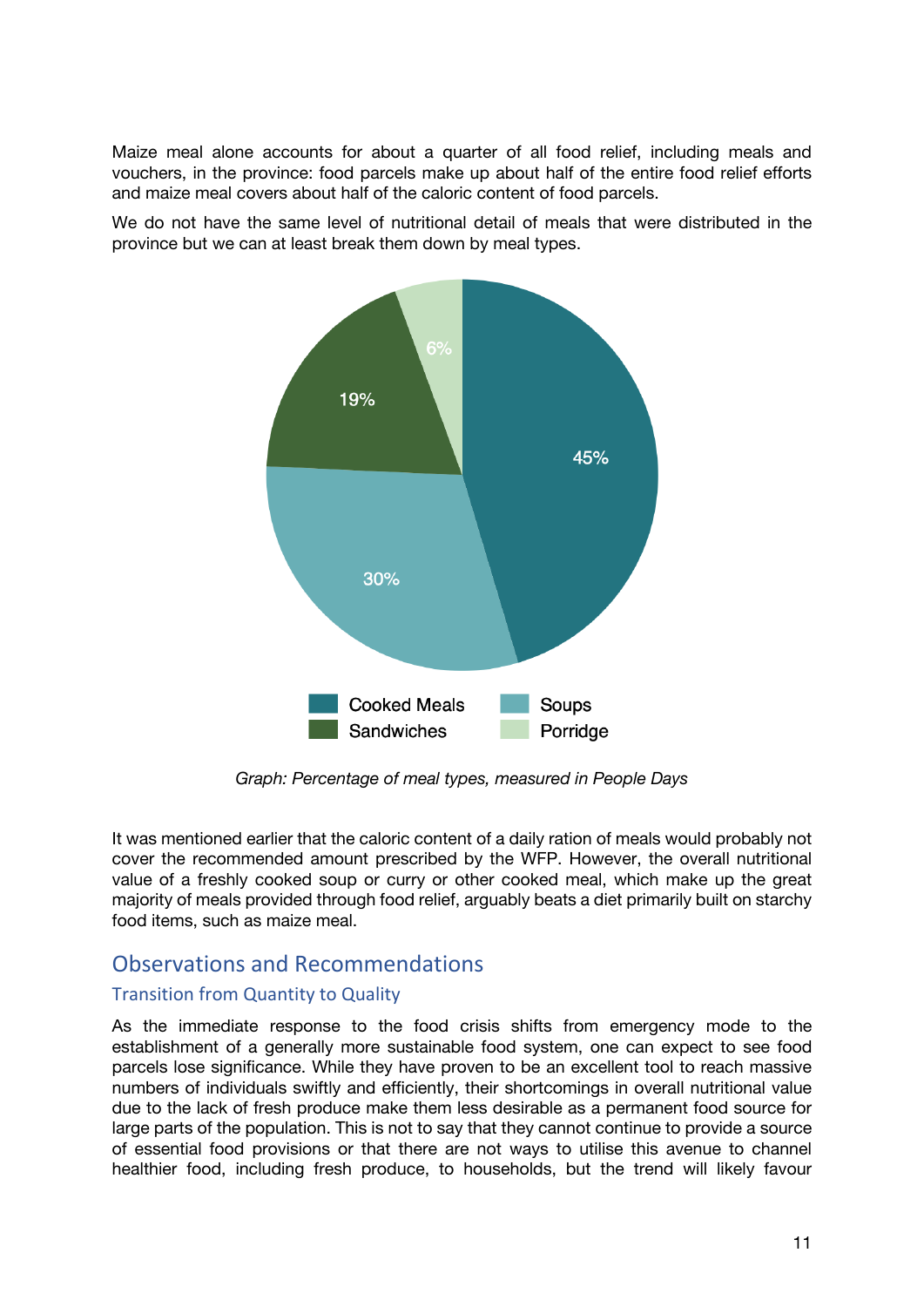Maize meal alone accounts for about a quarter of all food relief, including meals and vouchers, in the province: food parcels make up about half of the entire food relief efforts and maize meal covers about half of the caloric content of food parcels.

We do not have the same level of nutritional detail of meals that were distributed in the province but we can at least break them down by meal types.

| Meal type | Percentage |
|---|---|
| Cooked Meals | 45% |
| Soups | 30% |
| Sandwiches | 19% |
| Porridge | 6% |

*Graph: Percentage of meal types, measured in People Days*

It was mentioned earlier that the caloric content of a daily ration of meals would probably not cover the recommended amount prescribed by the WFP. However, the overall nutritional value of a freshly cooked soup or curry or other cooked meal, which make up the great majority of meals provided through food relief, arguably beats a diet primarily built on starchy food items, such as maize meal.

## Observations and Recommendations

### Transition from Quantity to Quality

As the immediate response to the food crisis shifts from emergency mode to the establishment of a generally more sustainable food system, one can expect to see food parcels lose significance. While they have proven to be an excellent tool to reach massive numbers of individuals swiftly and efficiently, their shortcomings in overall nutritional value due to the lack of fresh produce make them less desirable as a permanent food source for large parts of the population. This is not to say that they cannot continue to provide a source of essential food provisions or that there are not ways to utilise this avenue to channel healthier food, including fresh produce, to households, but the trend will likely favour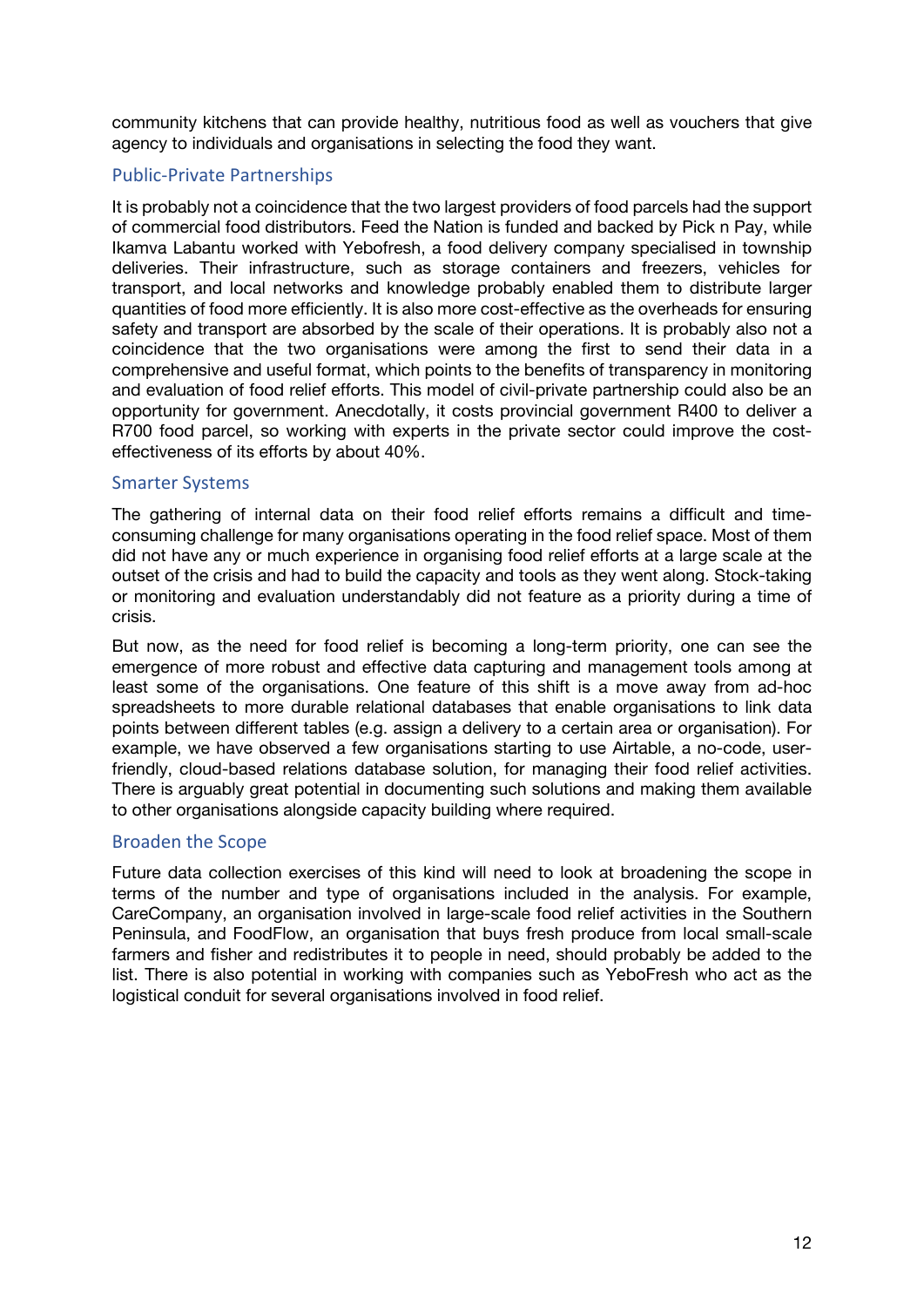community kitchens that can provide healthy, nutritious food as well as vouchers that give agency to individuals and organisations in selecting the food they want.

### Public-Private Partnerships

It is probably not a coincidence that the two largest providers of food parcels had the support of commercial food distributors. Feed the Nation is funded and backed by Pick n Pay, while Ikamva Labantu worked with Yebofresh, a food delivery company specialised in township deliveries. Their infrastructure, such as storage containers and freezers, vehicles for transport, and local networks and knowledge probably enabled them to distribute larger quantities of food more efficiently. It is also more cost-effective as the overheads for ensuring safety and transport are absorbed by the scale of their operations. It is probably also not a coincidence that the two organisations were among the first to send their data in a comprehensive and useful format, which points to the benefits of transparency in monitoring and evaluation of food relief efforts. This model of civil-private partnership could also be an opportunity for government. Anecdotally, it costs provincial government R400 to deliver a R700 food parcel, so working with experts in the private sector could improve the cost-effectiveness of its efforts by about 40%.

### Smarter Systems

The gathering of internal data on their food relief efforts remains a difficult and time-consuming challenge for many organisations operating in the food relief space. Most of them did not have any or much experience in organising food relief efforts at a large scale at the outset of the crisis and had to build the capacity and tools as they went along. Stock-taking or monitoring and evaluation understandably did not feature as a priority during a time of crisis.

But now, as the need for food relief is becoming a long-term priority, one can see the emergence of more robust and effective data capturing and management tools among at least some of the organisations. One feature of this shift is a move away from ad-hoc spreadsheets to more durable relational databases that enable organisations to link data points between different tables (e.g. assign a delivery to a certain area or organisation). For example, we have observed a few organisations starting to use Airtable, a no-code, user-friendly, cloud-based relations database solution, for managing their food relief activities. There is arguably great potential in documenting such solutions and making them available to other organisations alongside capacity building where required.

### Broaden the Scope

Future data collection exercises of this kind will need to look at broadening the scope in terms of the number and type of organisations included in the analysis. For example, CareCompany, an organisation involved in large-scale food relief activities in the Southern Peninsula, and FoodFlow, an organisation that buys fresh produce from local small-scale farmers and fisher and redistributes it to people in need, should probably be added to the list. There is also potential in working with companies such as YeboFresh who act as the logistical conduit for several organisations involved in food relief.